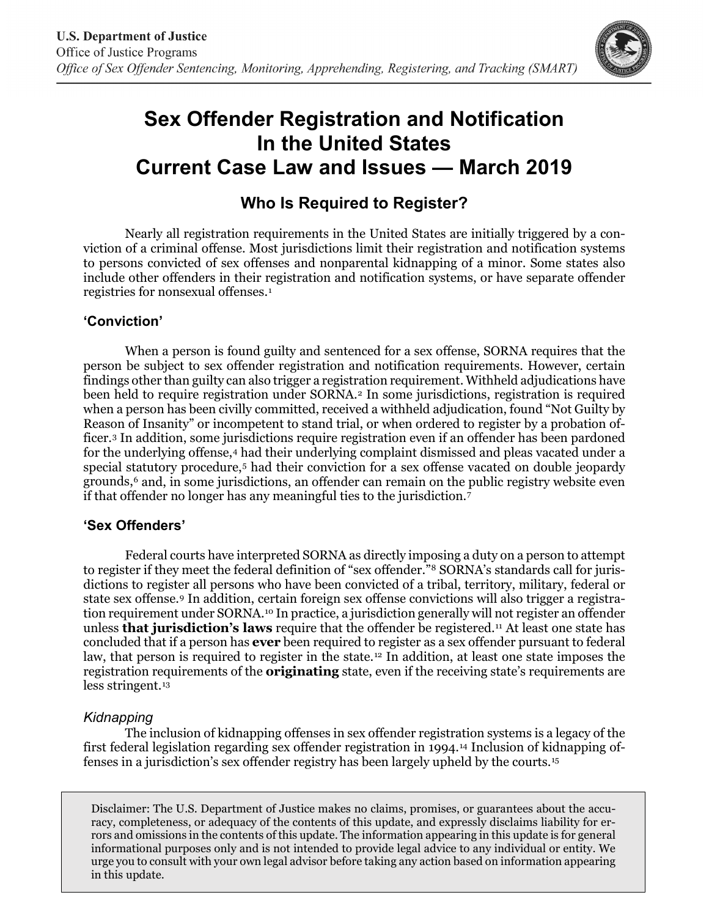U.S. Department of Justice
Office of Justice Programs
*Office of Sex Offender Sentencing, Monitoring, Apprehending, Registering, and Tracking (SMART)*

# Sex Offender Registration and Notification In the United States Current Case Law and Issues — March 2019

## Who Is Required to Register?

Nearly all registration requirements in the United States are initially triggered by a conviction of a criminal offense. Most jurisdictions limit their registration and notification systems to persons convicted of sex offenses and nonparental kidnapping of a minor. Some states also include other offenders in their registration and notification systems, or have separate offender registries for nonsexual offenses.[1]

### 'Conviction'

When a person is found guilty and sentenced for a sex offense, SORNA requires that the person be subject to sex offender registration and notification requirements. However, certain findings other than guilty can also trigger a registration requirement. Withheld adjudications have been held to require registration under SORNA.[2] In some jurisdictions, registration is required when a person has been civilly committed, received a withheld adjudication, found "Not Guilty by Reason of Insanity" or incompetent to stand trial, or when ordered to register by a probation officer.[3] In addition, some jurisdictions require registration even if an offender has been pardoned for the underlying offense,[4] had their underlying complaint dismissed and pleas vacated under a special statutory procedure,[5] had their conviction for a sex offense vacated on double jeopardy grounds,[6] and, in some jurisdictions, an offender can remain on the public registry website even if that offender no longer has any meaningful ties to the jurisdiction.[7]

### 'Sex Offenders'

Federal courts have interpreted SORNA as directly imposing a duty on a person to attempt to register if they meet the federal definition of "sex offender."[8] SORNA's standards call for jurisdictions to register all persons who have been convicted of a tribal, territory, military, federal or state sex offense.[9] In addition, certain foreign sex offense convictions will also trigger a registration requirement under SORNA.[10] In practice, a jurisdiction generally will not register an offender unless **that jurisdiction's laws** require that the offender be registered.[11] At least one state has concluded that if a person has **ever** been required to register as a sex offender pursuant to federal law, that person is required to register in the state.[12] In addition, at least one state imposes the registration requirements of the **originating** state, even if the receiving state's requirements are less stringent.[13]

#### *Kidnapping*

The inclusion of kidnapping offenses in sex offender registration systems is a legacy of the first federal legislation regarding sex offender registration in 1994.[14] Inclusion of kidnapping offenses in a jurisdiction's sex offender registry has been largely upheld by the courts.[15]

Disclaimer: The U.S. Department of Justice makes no claims, promises, or guarantees about the accuracy, completeness, or adequacy of the contents of this update, and expressly disclaims liability for errors and omissions in the contents of this update. The information appearing in this update is for general informational purposes only and is not intended to provide legal advice to any individual or entity. We urge you to consult with your own legal advisor before taking any action based on information appearing in this update.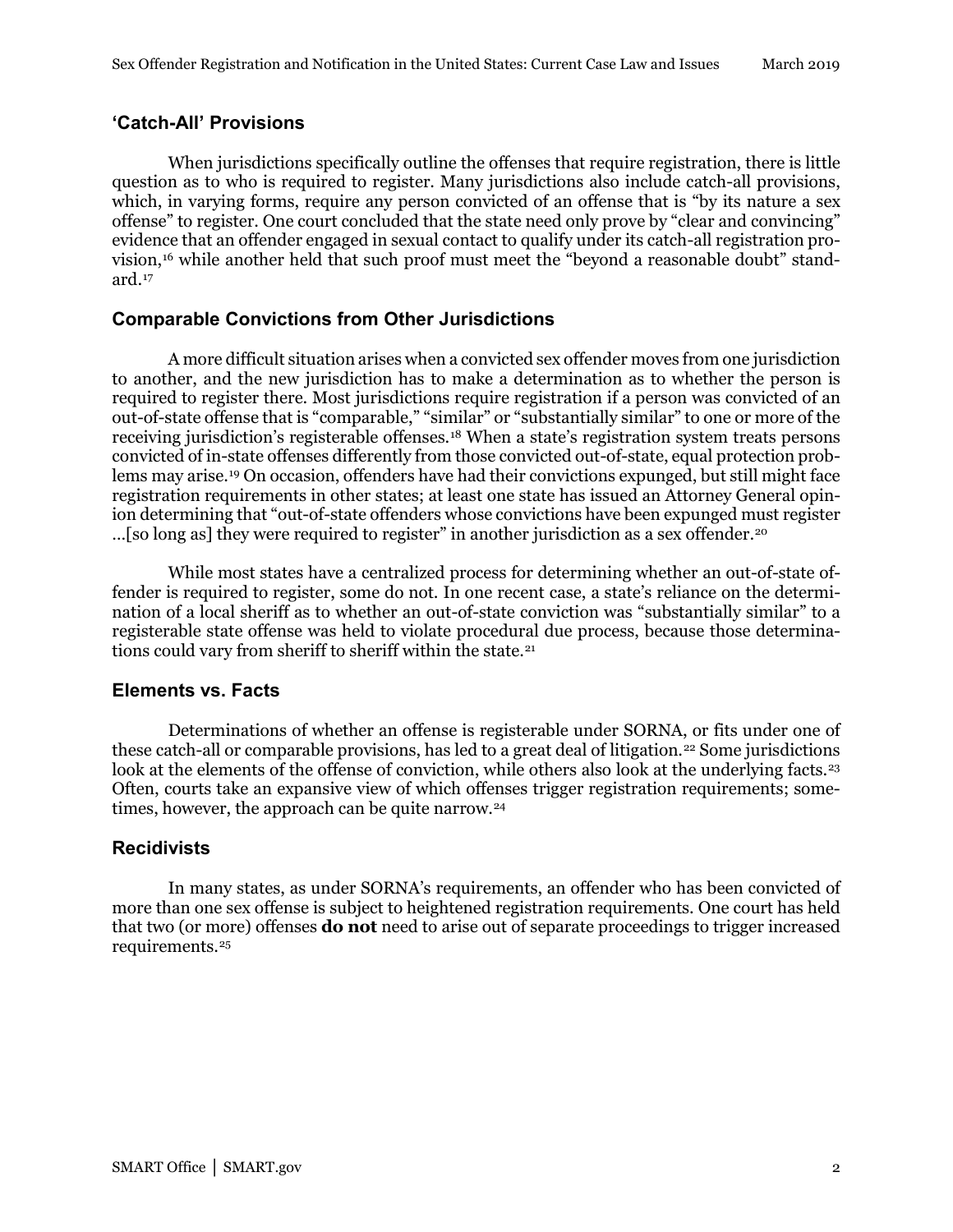## 'Catch-All' Provisions

When jurisdictions specifically outline the offenses that require registration, there is little question as to who is required to register. Many jurisdictions also include catch-all provisions, which, in varying forms, require any person convicted of an offense that is "by its nature a sex offense" to register. One court concluded that the state need only prove by "clear and convincing" evidence that an offender engaged in sexual contact to qualify under its catch-all registration provision,[16] while another held that such proof must meet the "beyond a reasonable doubt" standard.[17]

## Comparable Convictions from Other Jurisdictions

A more difficult situation arises when a convicted sex offender moves from one jurisdiction to another, and the new jurisdiction has to make a determination as to whether the person is required to register there. Most jurisdictions require registration if a person was convicted of an out-of-state offense that is "comparable," "similar" or "substantially similar" to one or more of the receiving jurisdiction's registerable offenses.[18] When a state's registration system treats persons convicted of in-state offenses differently from those convicted out-of-state, equal protection problems may arise.[19] On occasion, offenders have had their convictions expunged, but still might face registration requirements in other states; at least one state has issued an Attorney General opinion determining that "out-of-state offenders whose convictions have been expunged must register ...[so long as] they were required to register" in another jurisdiction as a sex offender.[20]

While most states have a centralized process for determining whether an out-of-state offender is required to register, some do not. In one recent case, a state's reliance on the determination of a local sheriff as to whether an out-of-state conviction was "substantially similar" to a registerable state offense was held to violate procedural due process, because those determinations could vary from sheriff to sheriff within the state.[21]

## Elements vs. Facts

Determinations of whether an offense is registerable under SORNA, or fits under one of these catch-all or comparable provisions, has led to a great deal of litigation.[22] Some jurisdictions look at the elements of the offense of conviction, while others also look at the underlying facts.[23] Often, courts take an expansive view of which offenses trigger registration requirements; sometimes, however, the approach can be quite narrow.[24]

## Recidivists

In many states, as under SORNA's requirements, an offender who has been convicted of more than one sex offense is subject to heightened registration requirements. One court has held that two (or more) offenses **do not** need to arise out of separate proceedings to trigger increased requirements.[25]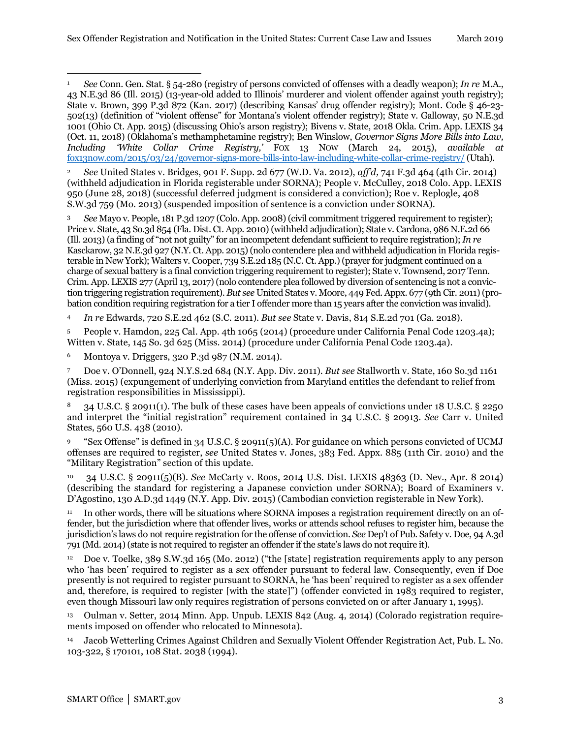[1] *See* Conn. Gen. Stat. § 54-280 (registry of persons convicted of offenses with a deadly weapon); *In re* M.A., 43 N.E.3d 86 (Ill. 2015) (13-year-old added to Illinois' murderer and violent offender against youth registry); State v. Brown, 399 P.3d 872 (Kan. 2017) (describing Kansas' drug offender registry); Mont. Code § 46-23-502(13) (definition of "violent offense" for Montana's violent offender registry); State v. Galloway, 50 N.E.3d 1001 (Ohio Ct. App. 2015) (discussing Ohio's arson registry); Bivens v. State, 2018 Okla. Crim. App. LEXIS 34 (Oct. 11, 2018) (Oklahoma's methamphetamine registry); Ben Winslow, *Governor Signs More Bills into Law, Including 'White Collar Crime Registry,'* FOX 13 NOW (March 24, 2015), *available at* fox13now.com/2015/03/24/governor-signs-more-bills-into-law-including-white-collar-crime-registry/ (Utah).

[2] *See* United States v. Bridges, 901 F. Supp. 2d 677 (W.D. Va. 2012), *aff'd,* 741 F.3d 464 (4th Cir. 2014) (withheld adjudication in Florida registerable under SORNA); People v. McCulley, 2018 Colo. App. LEXIS 950 (June 28, 2018) (successful deferred judgment is considered a conviction); Roe v. Replogle, 408 S.W.3d 759 (Mo. 2013) (suspended imposition of sentence is a conviction under SORNA).

[3] *See* Mayo v. People, 181 P.3d 1207 (Colo. App. 2008) (civil commitment triggered requirement to register); Price v. State, 43 So.3d 854 (Fla. Dist. Ct. App. 2010) (withheld adjudication); State v. Cardona, 986 N.E.2d 66 (Ill. 2013) (a finding of "not not guilty" for an incompetent defendant sufficient to require registration); *In re* Kasckarow, 32 N.E.3d 927 (N.Y. Ct. App. 2015) (nolo contendere plea and withheld adjudication in Florida registerable in New York); Walters v. Cooper, 739 S.E.2d 185 (N.C. Ct. App.) (prayer for judgment continued on a charge of sexual battery is a final conviction triggering requirement to register); State v. Townsend, 2017 Tenn. Crim. App. LEXIS 277 (April 13, 2017) (nolo contendere plea followed by diversion of sentencing is not a conviction triggering registration requirement). *But see* United States v. Moore, 449 Fed. Appx. 677 (9th Cir. 2011) (probation condition requiring registration for a tier I offender more than 15 years after the conviction was invalid).

[4] *In re* Edwards, 720 S.E.2d 462 (S.C. 2011). *But see* State v. Davis, 814 S.E.2d 701 (Ga. 2018).

[5] People v. Hamdon, 225 Cal. App. 4th 1065 (2014) (procedure under California Penal Code 1203.4a); Witten v. State, 145 So. 3d 625 (Miss. 2014) (procedure under California Penal Code 1203.4a).

[6] Montoya v. Driggers, 320 P.3d 987 (N.M. 2014).

[7] Doe v. O'Donnell, 924 N.Y.S.2d 684 (N.Y. App. Div. 2011). *But see* Stallworth v. State, 160 So.3d 1161 (Miss. 2015) (expungement of underlying conviction from Maryland entitles the defendant to relief from registration responsibilities in Mississippi).

[8] 34 U.S.C. § 20911(1). The bulk of these cases have been appeals of convictions under 18 U.S.C. § 2250 and interpret the "initial registration" requirement contained in 34 U.S.C. § 20913. *See* Carr v. United States, 560 U.S. 438 (2010).

[9] "Sex Offense" is defined in 34 U.S.C. § 20911(5)(A). For guidance on which persons convicted of UCMJ offenses are required to register, *see* United States v. Jones, 383 Fed. Appx. 885 (11th Cir. 2010) and the "Military Registration" section of this update.

[10] 34 U.S.C. § 20911(5)(B). *See* McCarty v. Roos, 2014 U.S. Dist. LEXIS 48363 (D. Nev., Apr. 8 2014) (describing the standard for registering a Japanese conviction under SORNA); Board of Examiners v. D'Agostino, 130 A.D.3d 1449 (N.Y. App. Div. 2015) (Cambodian conviction registerable in New York).

[11] In other words, there will be situations where SORNA imposes a registration requirement directly on an offender, but the jurisdiction where that offender lives, works or attends school refuses to register him, because the jurisdiction's laws do not require registration for the offense of conviction. *See* Dep't of Pub. Safety v. Doe, 94 A.3d 791 (Md. 2014) (state is not required to register an offender if the state's laws do not require it).

[12] Doe v. Toelke, 389 S.W.3d 165 (Mo. 2012) ("the [state] registration requirements apply to any person who 'has been' required to register as a sex offender pursuant to federal law. Consequently, even if Doe presently is not required to register pursuant to SORNA, he 'has been' required to register as a sex offender and, therefore, is required to register [with the state]") (offender convicted in 1983 required to register, even though Missouri law only requires registration of persons convicted on or after January 1, 1995).

[13] Oulman v. Setter, 2014 Minn. App. Unpub. LEXIS 842 (Aug. 4, 2014) (Colorado registration requirements imposed on offender who relocated to Minnesota).

[14] Jacob Wetterling Crimes Against Children and Sexually Violent Offender Registration Act, Pub. L. No. 103-322, § 170101, 108 Stat. 2038 (1994).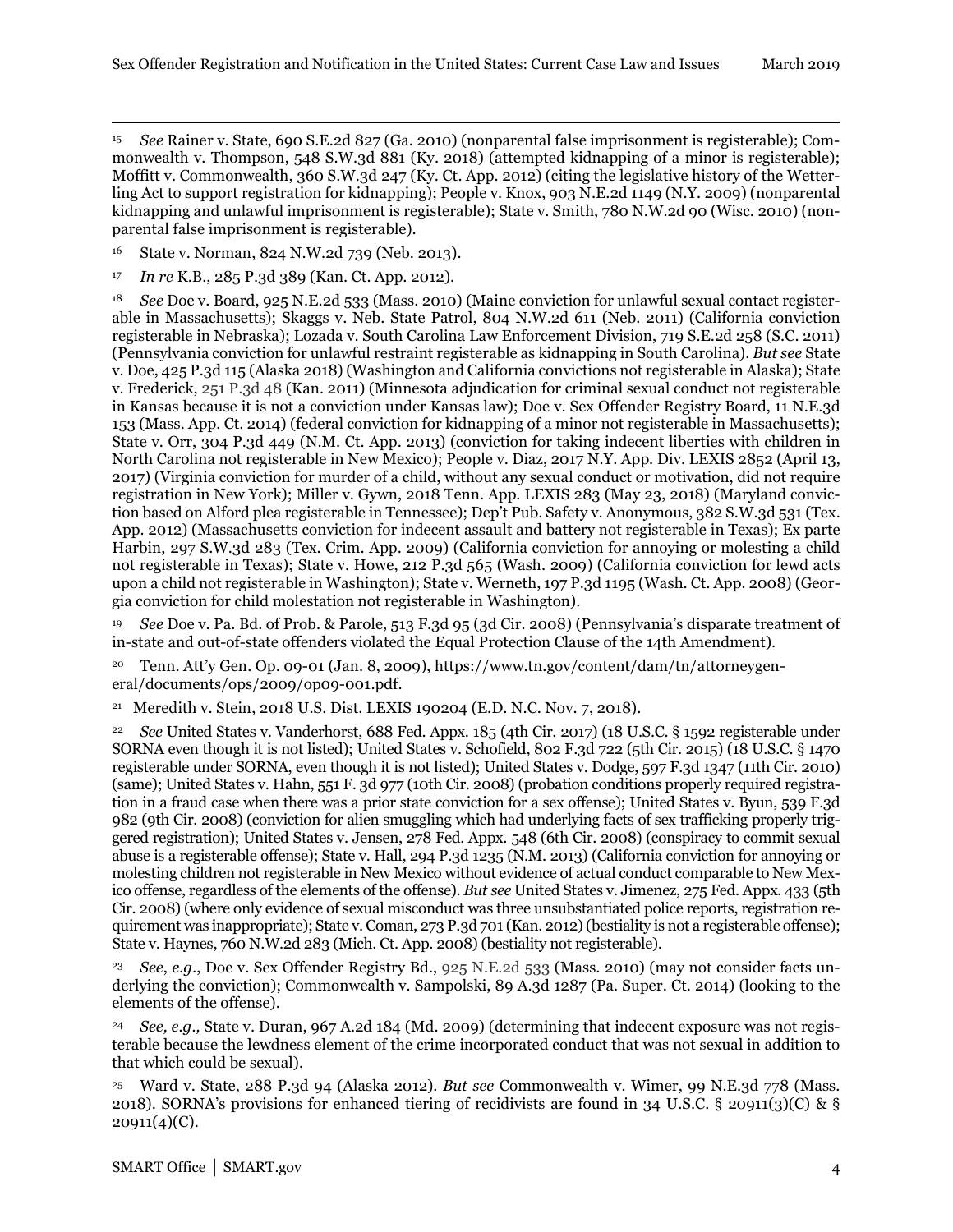[15] *See* Rainer v. State, 690 S.E.2d 827 (Ga. 2010) (nonparental false imprisonment is registerable); Commonwealth v. Thompson, 548 S.W.3d 881 (Ky. 2018) (attempted kidnapping of a minor is registerable); Moffitt v. Commonwealth, 360 S.W.3d 247 (Ky. Ct. App. 2012) (citing the legislative history of the Wetterling Act to support registration for kidnapping); People v. Knox, 903 N.E.2d 1149 (N.Y. 2009) (nonparental kidnapping and unlawful imprisonment is registerable); State v. Smith, 780 N.W.2d 90 (Wisc. 2010) (nonparental false imprisonment is registerable).

[16] State v. Norman, 824 N.W.2d 739 (Neb. 2013).

[17] *In re* K.B., 285 P.3d 389 (Kan. Ct. App. 2012).

[18] *See* Doe v. Board, 925 N.E.2d 533 (Mass. 2010) (Maine conviction for unlawful sexual contact registerable in Massachusetts); Skaggs v. Neb. State Patrol, 804 N.W.2d 611 (Neb. 2011) (California conviction registerable in Nebraska); Lozada v. South Carolina Law Enforcement Division, 719 S.E.2d 258 (S.C. 2011) (Pennsylvania conviction for unlawful restraint registerable as kidnapping in South Carolina). *But see* State v. Doe, 425 P.3d 115 (Alaska 2018) (Washington and California convictions not registerable in Alaska); State v. Frederick, 251 P.3d 48 (Kan. 2011) (Minnesota adjudication for criminal sexual conduct not registerable in Kansas because it is not a conviction under Kansas law); Doe v. Sex Offender Registry Board, 11 N.E.3d 153 (Mass. App. Ct. 2014) (federal conviction for kidnapping of a minor not registerable in Massachusetts); State v. Orr, 304 P.3d 449 (N.M. Ct. App. 2013) (conviction for taking indecent liberties with children in North Carolina not registerable in New Mexico); People v. Diaz, 2017 N.Y. App. Div. LEXIS 2852 (April 13, 2017) (Virginia conviction for murder of a child, without any sexual conduct or motivation, did not require registration in New York); Miller v. Gywn, 2018 Tenn. App. LEXIS 283 (May 23, 2018) (Maryland conviction based on Alford plea registerable in Tennessee); Dep't Pub. Safety v. Anonymous, 382 S.W.3d 531 (Tex. App. 2012) (Massachusetts conviction for indecent assault and battery not registerable in Texas); Ex parte Harbin, 297 S.W.3d 283 (Tex. Crim. App. 2009) (California conviction for annoying or molesting a child not registerable in Texas); State v. Howe, 212 P.3d 565 (Wash. 2009) (California conviction for lewd acts upon a child not registerable in Washington); State v. Werneth, 197 P.3d 1195 (Wash. Ct. App. 2008) (Georgia conviction for child molestation not registerable in Washington).

[19] *See* Doe v. Pa. Bd. of Prob. & Parole, 513 F.3d 95 (3d Cir. 2008) (Pennsylvania's disparate treatment of in-state and out-of-state offenders violated the Equal Protection Clause of the 14th Amendment).

[20] Tenn. Att'y Gen. Op. 09-01 (Jan. 8, 2009), https://www.tn.gov/content/dam/tn/attorneygeneral/documents/ops/2009/op09-001.pdf.

[21] Meredith v. Stein, 2018 U.S. Dist. LEXIS 190204 (E.D. N.C. Nov. 7, 2018).

[22] *See* United States v. Vanderhorst, 688 Fed. Appx. 185 (4th Cir. 2017) (18 U.S.C. § 1592 registerable under SORNA even though it is not listed); United States v. Schofield, 802 F.3d 722 (5th Cir. 2015) (18 U.S.C. § 1470 registerable under SORNA, even though it is not listed); United States v. Dodge, 597 F.3d 1347 (11th Cir. 2010) (same); United States v. Hahn, 551 F. 3d 977 (10th Cir. 2008) (probation conditions properly required registration in a fraud case when there was a prior state conviction for a sex offense); United States v. Byun, 539 F.3d 982 (9th Cir. 2008) (conviction for alien smuggling which had underlying facts of sex trafficking properly triggered registration); United States v. Jensen, 278 Fed. Appx. 548 (6th Cir. 2008) (conspiracy to commit sexual abuse is a registerable offense); State v. Hall, 294 P.3d 1235 (N.M. 2013) (California conviction for annoying or molesting children not registerable in New Mexico without evidence of actual conduct comparable to New Mexico offense, regardless of the elements of the offense). *But see* United States v. Jimenez, 275 Fed. Appx. 433 (5th Cir. 2008) (where only evidence of sexual misconduct was three unsubstantiated police reports, registration requirement was inappropriate); State v. Coman, 273 P.3d 701 (Kan. 2012) (bestiality is not a registerable offense); State v. Haynes, 760 N.W.2d 283 (Mich. Ct. App. 2008) (bestiality not registerable).

[23] *See*, *e.g*., Doe v. Sex Offender Registry Bd., 925 N.E.2d 533 (Mass. 2010) (may not consider facts underlying the conviction); Commonwealth v. Sampolski, 89 A.3d 1287 (Pa. Super. Ct. 2014) (looking to the elements of the offense).

[24] *See, e.g.,* State v. Duran, 967 A.2d 184 (Md. 2009) (determining that indecent exposure was not registerable because the lewdness element of the crime incorporated conduct that was not sexual in addition to that which could be sexual).

[25] Ward v. State, 288 P.3d 94 (Alaska 2012). *But see* Commonwealth v. Wimer, 99 N.E.3d 778 (Mass. 2018). SORNA's provisions for enhanced tiering of recidivists are found in 34 U.S.C. § 20911(3)(C) & § 20911(4)(C).